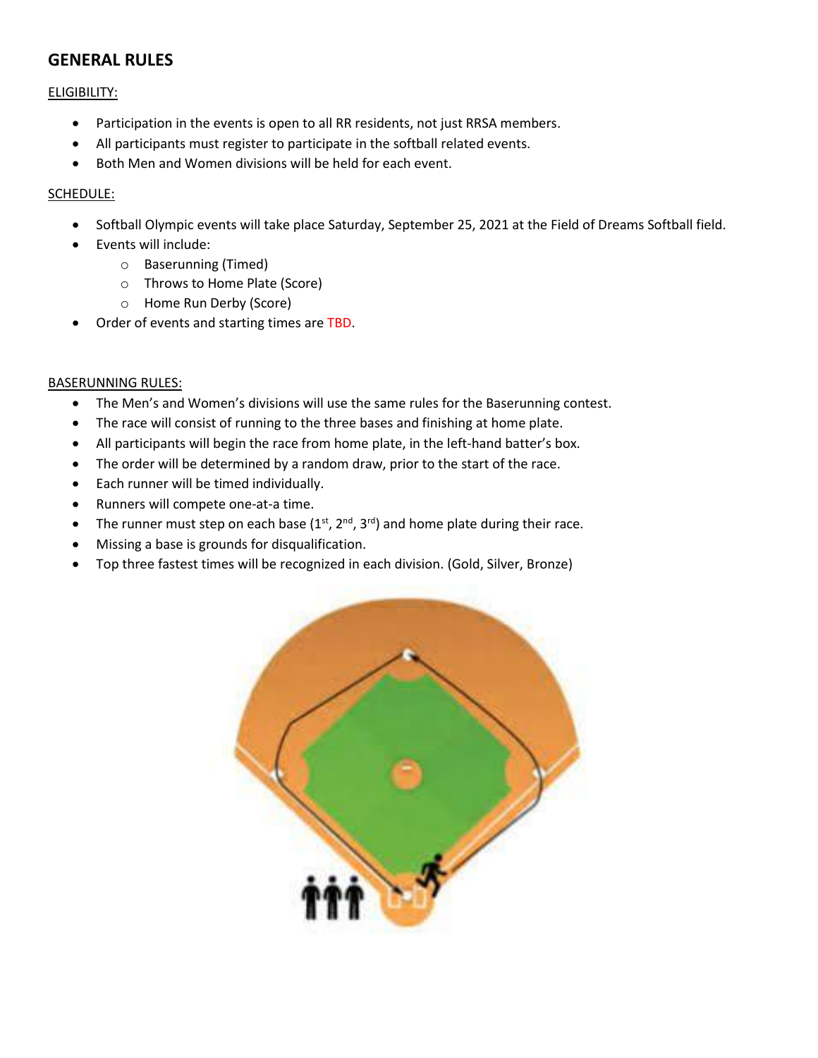## GENERAL RULES

ELIGIBILITY:

- Participation in the events is open to all RR residents, not just RRSA members.
- All participants must register to participate in the softball related events.
- Both Men and Women divisions will be held for each event.

SCHEDULE:

- Softball Olympic events will take place Saturday, September 25, 2021 at the Field of Dreams Softball field.
- Events will include:
  - Baserunning (Timed)
  - Throws to Home Plate (Score)
  - Home Run Derby (Score)
- Order of events and starting times are TBD.

BASERUNNING RULES:

- The Men's and Women's divisions will use the same rules for the Baserunning contest.
- The race will consist of running to the three bases and finishing at home plate.
- All participants will begin the race from home plate, in the left-hand batter's box.
- The order will be determined by a random draw, prior to the start of the race.
- Each runner will be timed individually.
- Runners will compete one-at-a time.
- The runner must step on each base (1st, 2nd, 3rd) and home plate during their race.
- Missing a base is grounds for disqualification.
- Top three fastest times will be recognized in each division. (Gold, Silver, Bronze)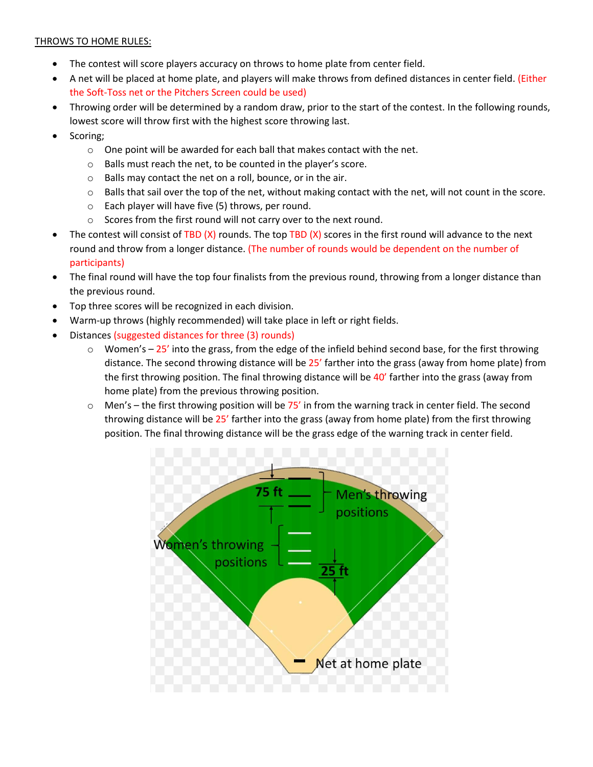<u>THROWS TO HOME RULES:</u>

- The contest will score players accuracy on throws to home plate from center field.
- A net will be placed at home plate, and players will make throws from defined distances in center field. (Either the Soft-Toss net or the Pitchers Screen could be used)
- Throwing order will be determined by a random draw, prior to the start of the contest. In the following rounds, lowest score will throw first with the highest score throwing last.
- Scoring;
  - One point will be awarded for each ball that makes contact with the net.
  - Balls must reach the net, to be counted in the player's score.
  - Balls may contact the net on a roll, bounce, or in the air.
  - Balls that sail over the top of the net, without making contact with the net, will not count in the score.
  - Each player will have five (5) throws, per round.
  - Scores from the first round will not carry over to the next round.
- The contest will consist of TBD (X) rounds. The top TBD (X) scores in the first round will advance to the next round and throw from a longer distance. (The number of rounds would be dependent on the number of participants)
- The final round will have the top four finalists from the previous round, throwing from a longer distance than the previous round.
- Top three scores will be recognized in each division.
- Warm-up throws (highly recommended) will take place in left or right fields.
- Distances (suggested distances for three (3) rounds)
  - Women's – 25' into the grass, from the edge of the infield behind second base, for the first throwing distance. The second throwing distance will be 25' farther into the grass (away from home plate) from the first throwing position. The final throwing distance will be 40' farther into the grass (away from home plate) from the previous throwing position.
  - Men's – the first throwing position will be 75' in from the warning track in center field. The second throwing distance will be 25' farther into the grass (away from home plate) from the first throwing position. The final throwing distance will be the grass edge of the warning track in center field.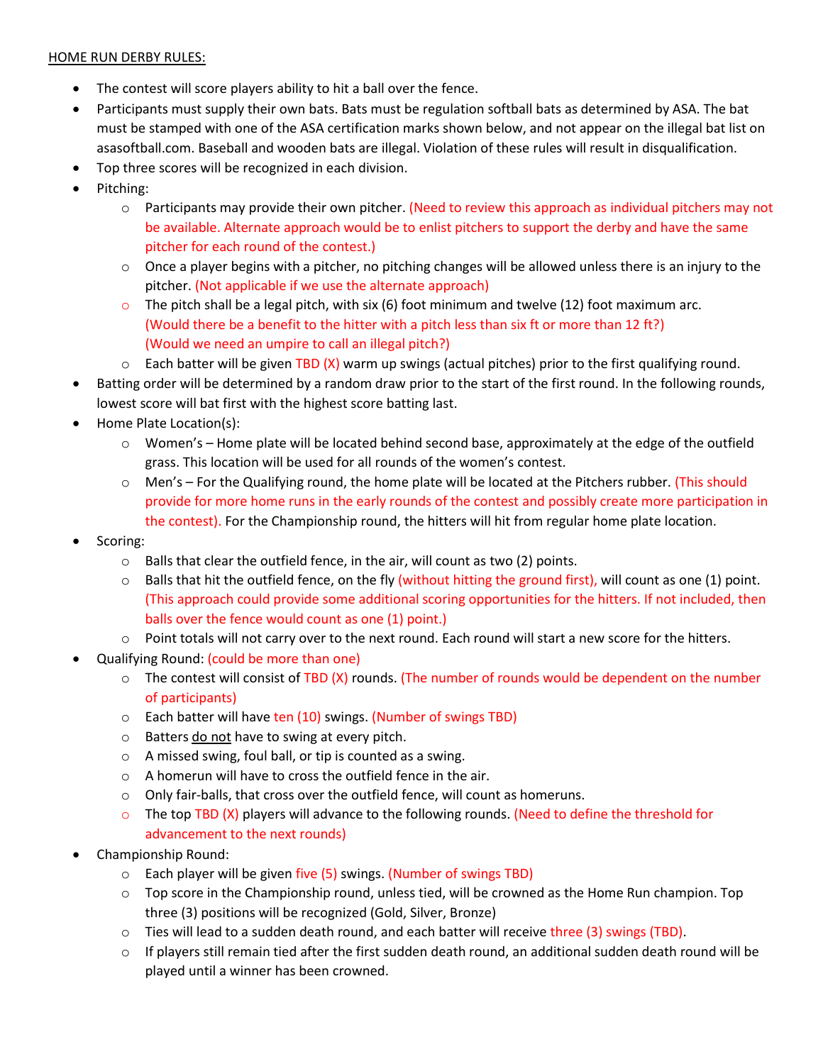HOME RUN DERBY RULES:

- The contest will score players ability to hit a ball over the fence.
- Participants must supply their own bats. Bats must be regulation softball bats as determined by ASA. The bat must be stamped with one of the ASA certification marks shown below, and not appear on the illegal bat list on asasoftball.com. Baseball and wooden bats are illegal. Violation of these rules will result in disqualification.
- Top three scores will be recognized in each division.
- Pitching:
  - Participants may provide their own pitcher. (Need to review this approach as individual pitchers may not be available. Alternate approach would be to enlist pitchers to support the derby and have the same pitcher for each round of the contest.)
  - Once a player begins with a pitcher, no pitching changes will be allowed unless there is an injury to the pitcher. (Not applicable if we use the alternate approach)
  - The pitch shall be a legal pitch, with six (6) foot minimum and twelve (12) foot maximum arc. (Would there be a benefit to the hitter with a pitch less than six ft or more than 12 ft?) (Would we need an umpire to call an illegal pitch?)
  - Each batter will be given TBD (X) warm up swings (actual pitches) prior to the first qualifying round.
- Batting order will be determined by a random draw prior to the start of the first round. In the following rounds, lowest score will bat first with the highest score batting last.
- Home Plate Location(s):
  - Women's – Home plate will be located behind second base, approximately at the edge of the outfield grass. This location will be used for all rounds of the women's contest.
  - Men's – For the Qualifying round, the home plate will be located at the Pitchers rubber. (This should provide for more home runs in the early rounds of the contest and possibly create more participation in the contest). For the Championship round, the hitters will hit from regular home plate location.
- Scoring:
  - Balls that clear the outfield fence, in the air, will count as two (2) points.
  - Balls that hit the outfield fence, on the fly (without hitting the ground first), will count as one (1) point. (This approach could provide some additional scoring opportunities for the hitters. If not included, then balls over the fence would count as one (1) point.)
  - Point totals will not carry over to the next round. Each round will start a new score for the hitters.
- Qualifying Round: (could be more than one)
  - The contest will consist of TBD (X) rounds. (The number of rounds would be dependent on the number of participants)
  - Each batter will have ten (10) swings. (Number of swings TBD)
  - Batters do not have to swing at every pitch.
  - A missed swing, foul ball, or tip is counted as a swing.
  - A homerun will have to cross the outfield fence in the air.
  - Only fair-balls, that cross over the outfield fence, will count as homeruns.
  - The top TBD (X) players will advance to the following rounds. (Need to define the threshold for advancement to the next rounds)
- Championship Round:
  - Each player will be given five (5) swings. (Number of swings TBD)
  - Top score in the Championship round, unless tied, will be crowned as the Home Run champion. Top three (3) positions will be recognized (Gold, Silver, Bronze)
  - Ties will lead to a sudden death round, and each batter will receive three (3) swings (TBD).
  - If players still remain tied after the first sudden death round, an additional sudden death round will be played until a winner has been crowned.